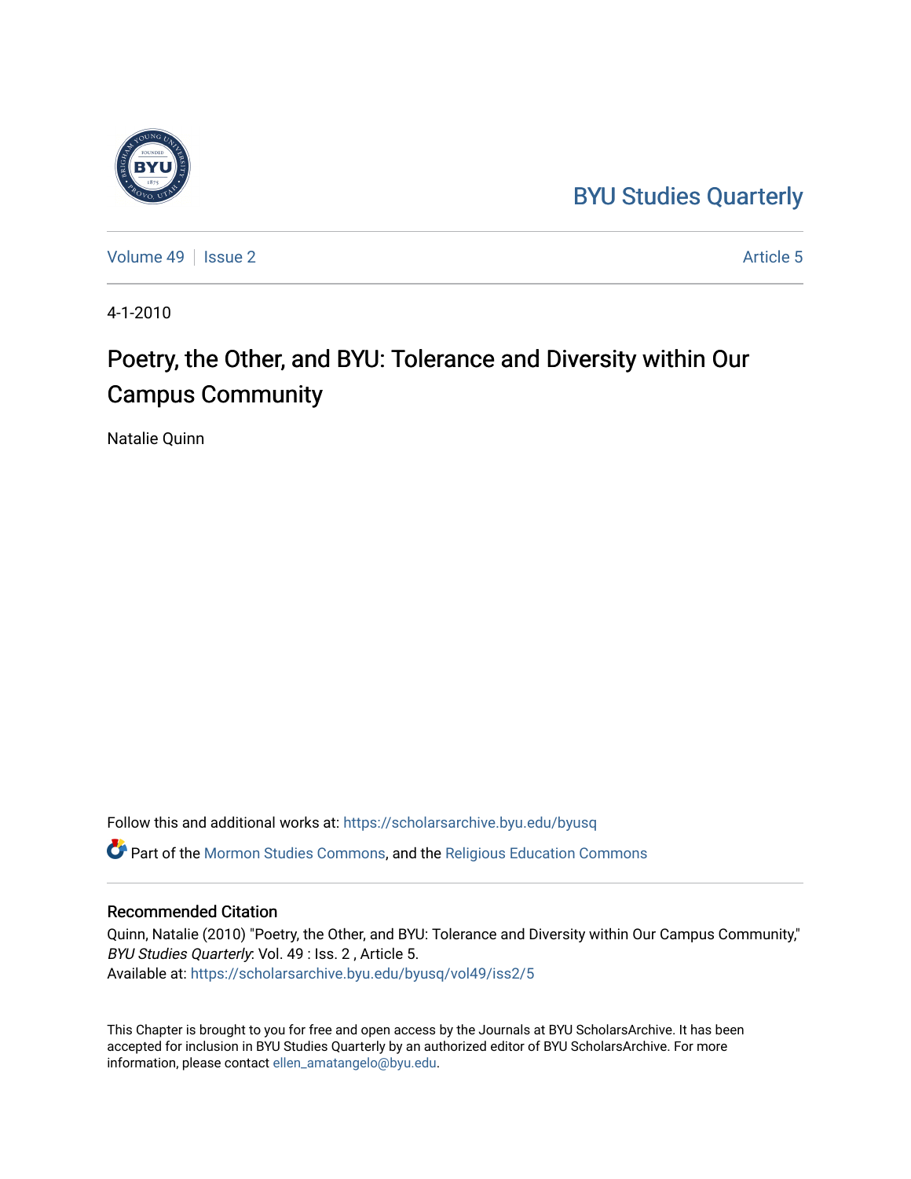BYU Studies Quarterly

Volume 49 | Issue 2 | Article 5

4-1-2010

# Poetry, the Other, and BYU: Tolerance and Diversity within Our Campus Community

Natalie Quinn

Follow this and additional works at: https://scholarsarchive.byu.edu/byusq

Part of the Mormon Studies Commons, and the Religious Education Commons

## Recommended Citation

Quinn, Natalie (2010) "Poetry, the Other, and BYU: Tolerance and Diversity within Our Campus Community," *BYU Studies Quarterly*: Vol. 49 : Iss. 2 , Article 5.
Available at: https://scholarsarchive.byu.edu/byusq/vol49/iss2/5

This Chapter is brought to you for free and open access by the Journals at BYU ScholarsArchive. It has been accepted for inclusion in BYU Studies Quarterly by an authorized editor of BYU ScholarsArchive. For more information, please contact ellen_amatangelo@byu.edu.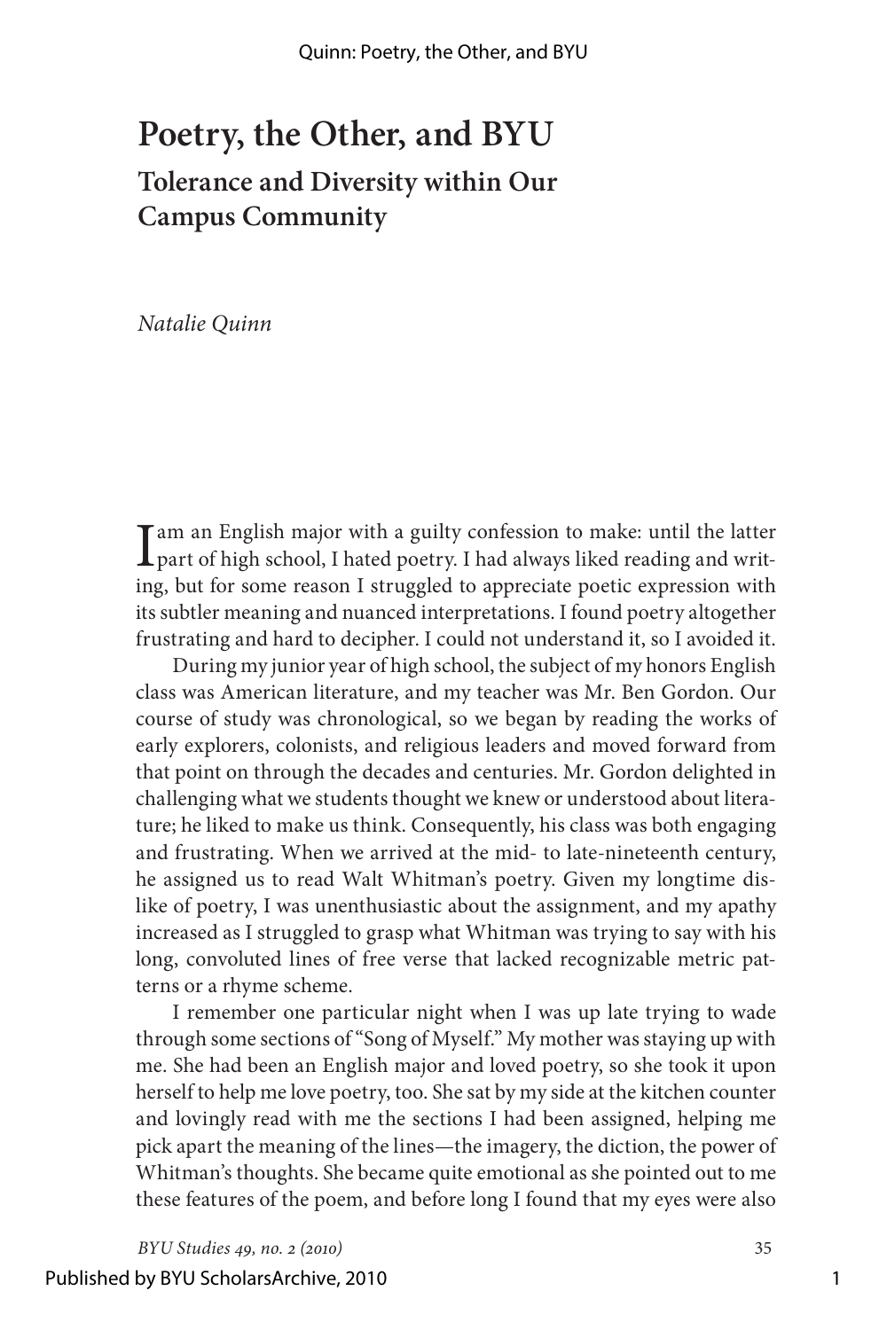# Poetry, the Other, and BYU

## Tolerance and Diversity within Our Campus Community

*Natalie Quinn*

I am an English major with a guilty confession to make: until the latter part of high school, I hated poetry. I had always liked reading and writing, but for some reason I struggled to appreciate poetic expression with its subtler meaning and nuanced interpretations. I found poetry altogether frustrating and hard to decipher. I could not understand it, so I avoided it.

During my junior year of high school, the subject of my honors English class was American literature, and my teacher was Mr. Ben Gordon. Our course of study was chronological, so we began by reading the works of early explorers, colonists, and religious leaders and moved forward from that point on through the decades and centuries. Mr. Gordon delighted in challenging what we students thought we knew or understood about literature; he liked to make us think. Consequently, his class was both engaging and frustrating. When we arrived at the mid- to late-nineteenth century, he assigned us to read Walt Whitman's poetry. Given my longtime dislike of poetry, I was unenthusiastic about the assignment, and my apathy increased as I struggled to grasp what Whitman was trying to say with his long, convoluted lines of free verse that lacked recognizable metric patterns or a rhyme scheme.

I remember one particular night when I was up late trying to wade through some sections of "Song of Myself." My mother was staying up with me. She had been an English major and loved poetry, so she took it upon herself to help me love poetry, too. She sat by my side at the kitchen counter and lovingly read with me the sections I had been assigned, helping me pick apart the meaning of the lines—the imagery, the diction, the power of Whitman's thoughts. She became quite emotional as she pointed out to me these features of the poem, and before long I found that my eyes were also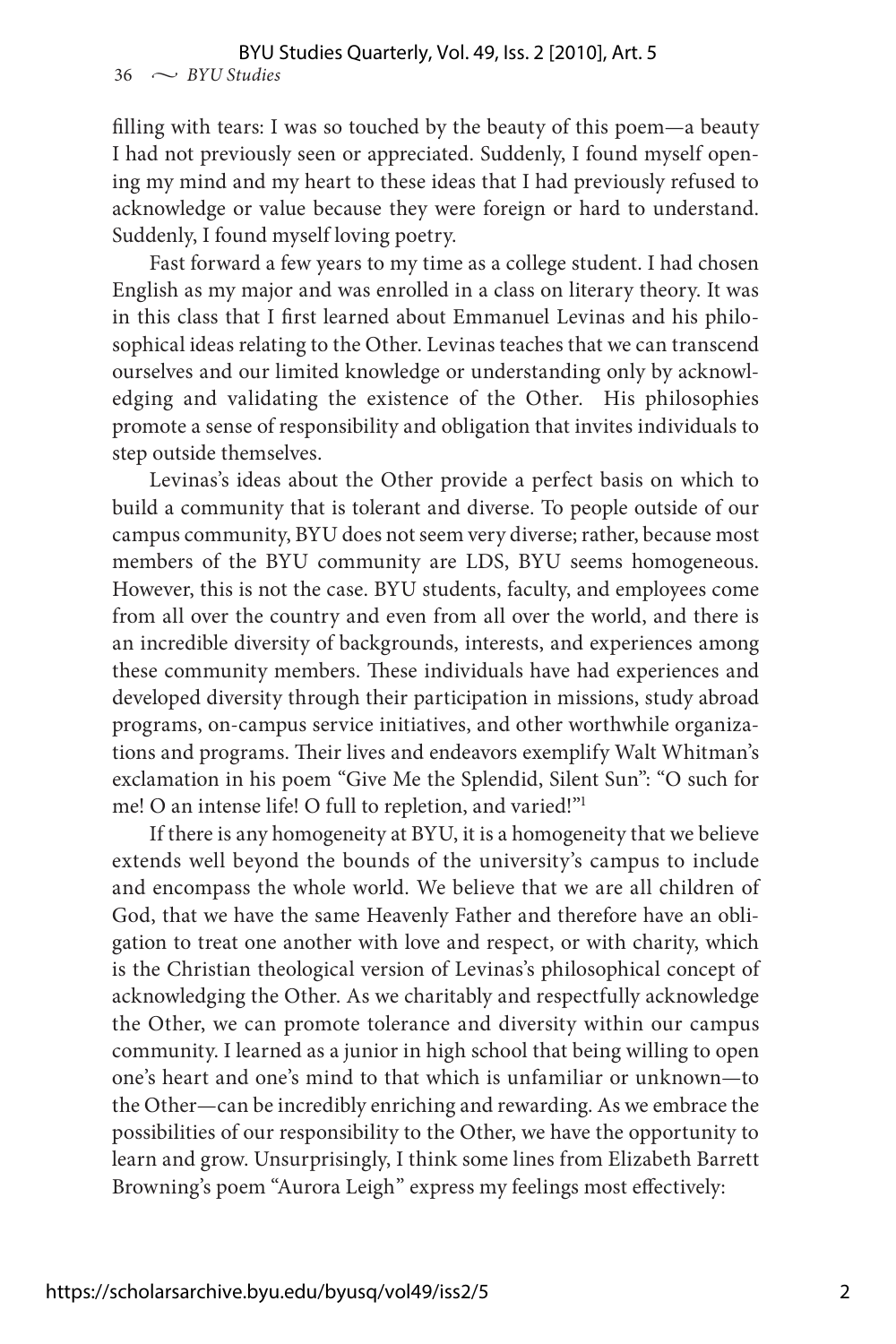filling with tears: I was so touched by the beauty of this poem—a beauty I had not previously seen or appreciated. Suddenly, I found myself opening my mind and my heart to these ideas that I had previously refused to acknowledge or value because they were foreign or hard to understand. Suddenly, I found myself loving poetry.

Fast forward a few years to my time as a college student. I had chosen English as my major and was enrolled in a class on literary theory. It was in this class that I first learned about Emmanuel Levinas and his philosophical ideas relating to the Other. Levinas teaches that we can transcend ourselves and our limited knowledge or understanding only by acknowledging and validating the existence of the Other. His philosophies promote a sense of responsibility and obligation that invites individuals to step outside themselves.

Levinas's ideas about the Other provide a perfect basis on which to build a community that is tolerant and diverse. To people outside of our campus community, BYU does not seem very diverse; rather, because most members of the BYU community are LDS, BYU seems homogeneous. However, this is not the case. BYU students, faculty, and employees come from all over the country and even from all over the world, and there is an incredible diversity of backgrounds, interests, and experiences among these community members. These individuals have had experiences and developed diversity through their participation in missions, study abroad programs, on-campus service initiatives, and other worthwhile organizations and programs. Their lives and endeavors exemplify Walt Whitman's exclamation in his poem "Give Me the Splendid, Silent Sun": "O such for me! O an intense life! O full to repletion, and varied!"[1]

If there is any homogeneity at BYU, it is a homogeneity that we believe extends well beyond the bounds of the university's campus to include and encompass the whole world. We believe that we are all children of God, that we have the same Heavenly Father and therefore have an obligation to treat one another with love and respect, or with charity, which is the Christian theological version of Levinas's philosophical concept of acknowledging the Other. As we charitably and respectfully acknowledge the Other, we can promote tolerance and diversity within our campus community. I learned as a junior in high school that being willing to open one's heart and one's mind to that which is unfamiliar or unknown—to the Other—can be incredibly enriching and rewarding. As we embrace the possibilities of our responsibility to the Other, we have the opportunity to learn and grow. Unsurprisingly, I think some lines from Elizabeth Barrett Browning's poem "Aurora Leigh" express my feelings most effectively: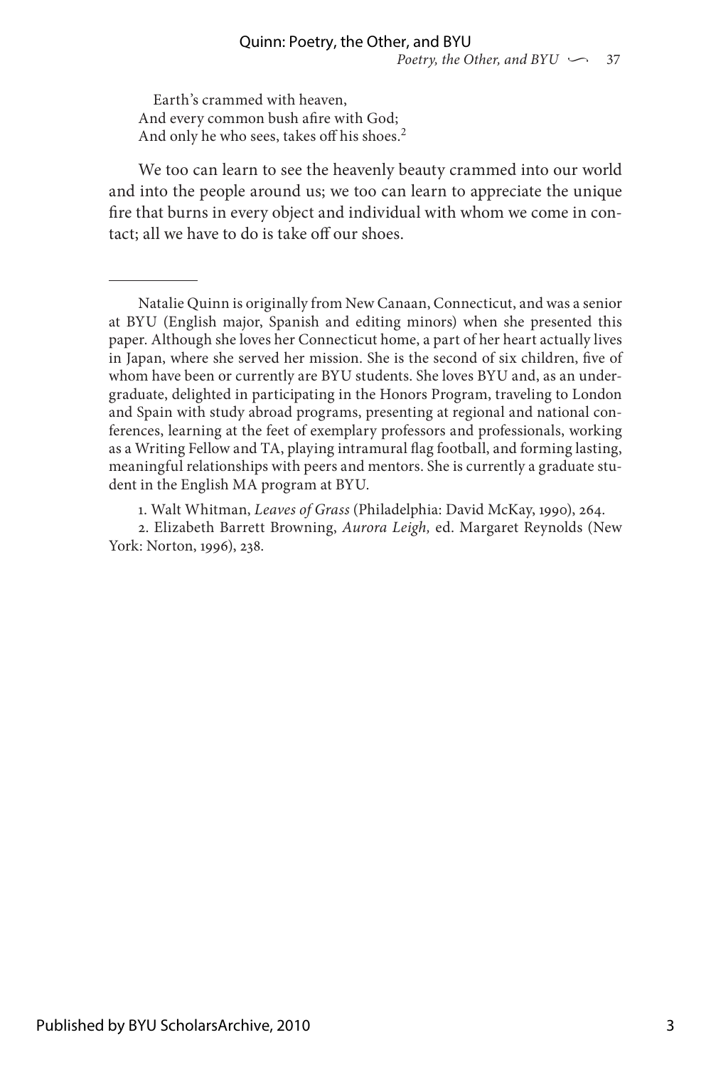Earth's crammed with heaven,  
And every common bush afire with God;  
And only he who sees, takes off his shoes.[2]

We too can learn to see the heavenly beauty crammed into our world and into the people around us; we too can learn to appreciate the unique fire that burns in every object and individual with whom we come in contact; all we have to do is take off our shoes.

---

Natalie Quinn is originally from New Canaan, Connecticut, and was a senior at BYU (English major, Spanish and editing minors) when she presented this paper. Although she loves her Connecticut home, a part of her heart actually lives in Japan, where she served her mission. She is the second of six children, five of whom have been or currently are BYU students. She loves BYU and, as an undergraduate, delighted in participating in the Honors Program, traveling to London and Spain with study abroad programs, presenting at regional and national conferences, learning at the feet of exemplary professors and professionals, working as a Writing Fellow and TA, playing intramural flag football, and forming lasting, meaningful relationships with peers and mentors. She is currently a graduate student in the English MA program at BYU.

1. Walt Whitman, *Leaves of Grass* (Philadelphia: David McKay, 1990), 264.

2. Elizabeth Barrett Browning, *Aurora Leigh,* ed. Margaret Reynolds (New York: Norton, 1996), 238.